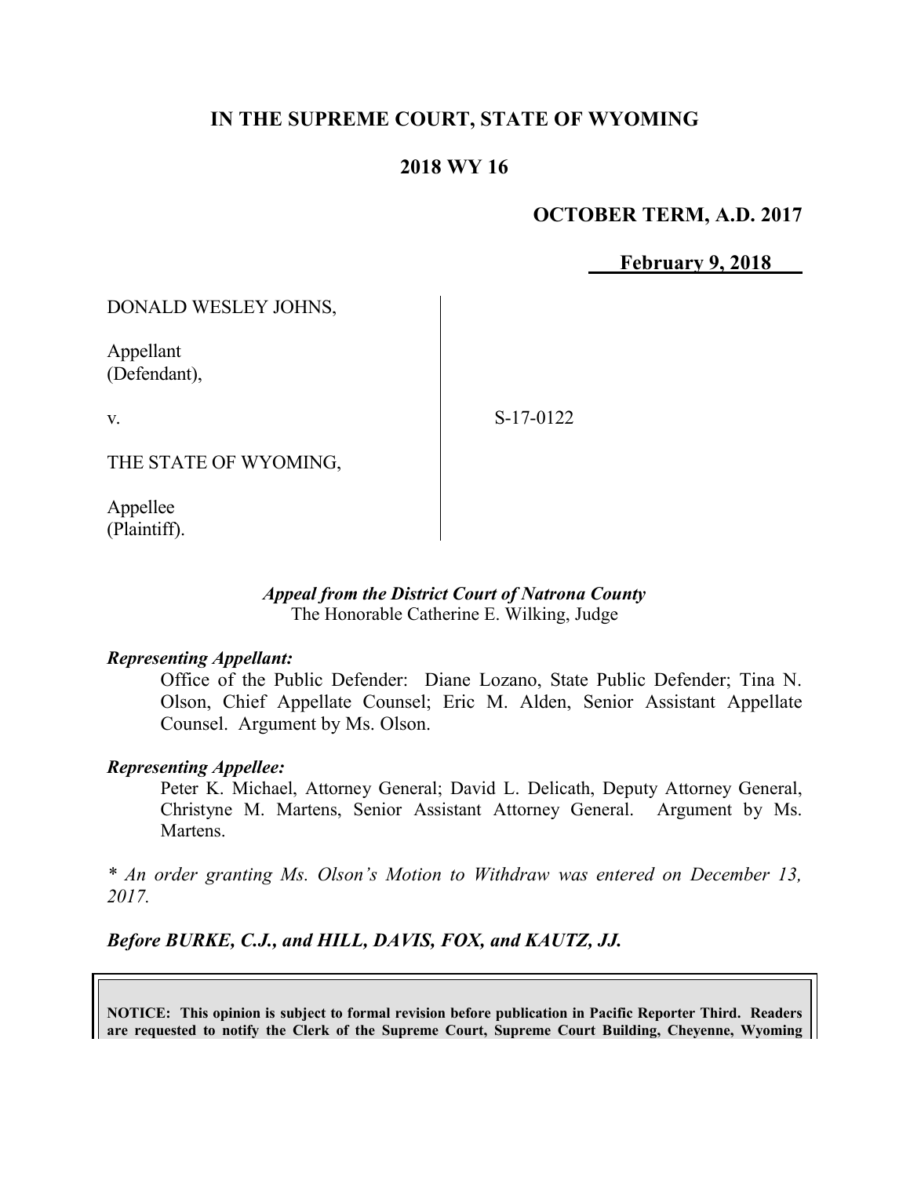# IN THE SUPREME COURT, STATE OF WYOMING

## 2018 WY 16

**OCTOBER TERM, A.D. 2017**

**February 9, 2018**

DONALD WESLEY JOHNS,

Appellant
(Defendant),

v.

S-17-0122

THE STATE OF WYOMING,

Appellee
(Plaintiff).

*Appeal from the District Court of Natrona County*
The Honorable Catherine E. Wilking, Judge

***Representing Appellant:***

Office of the Public Defender: Diane Lozano, State Public Defender; Tina N. Olson, Chief Appellate Counsel; Eric M. Alden, Senior Assistant Appellate Counsel. Argument by Ms. Olson.

***Representing Appellee:***

Peter K. Michael, Attorney General; David L. Delicath, Deputy Attorney General, Christyne M. Martens, Senior Assistant Attorney General. Argument by Ms. Martens.

*\* An order granting Ms. Olson's Motion to Withdraw was entered on December 13, 2017.*

***Before BURKE, C.J., and HILL, DAVIS, FOX, and KAUTZ, JJ.***

**NOTICE: This opinion is subject to formal revision before publication in Pacific Reporter Third. Readers are requested to notify the Clerk of the Supreme Court, Supreme Court Building, Cheyenne, Wyoming**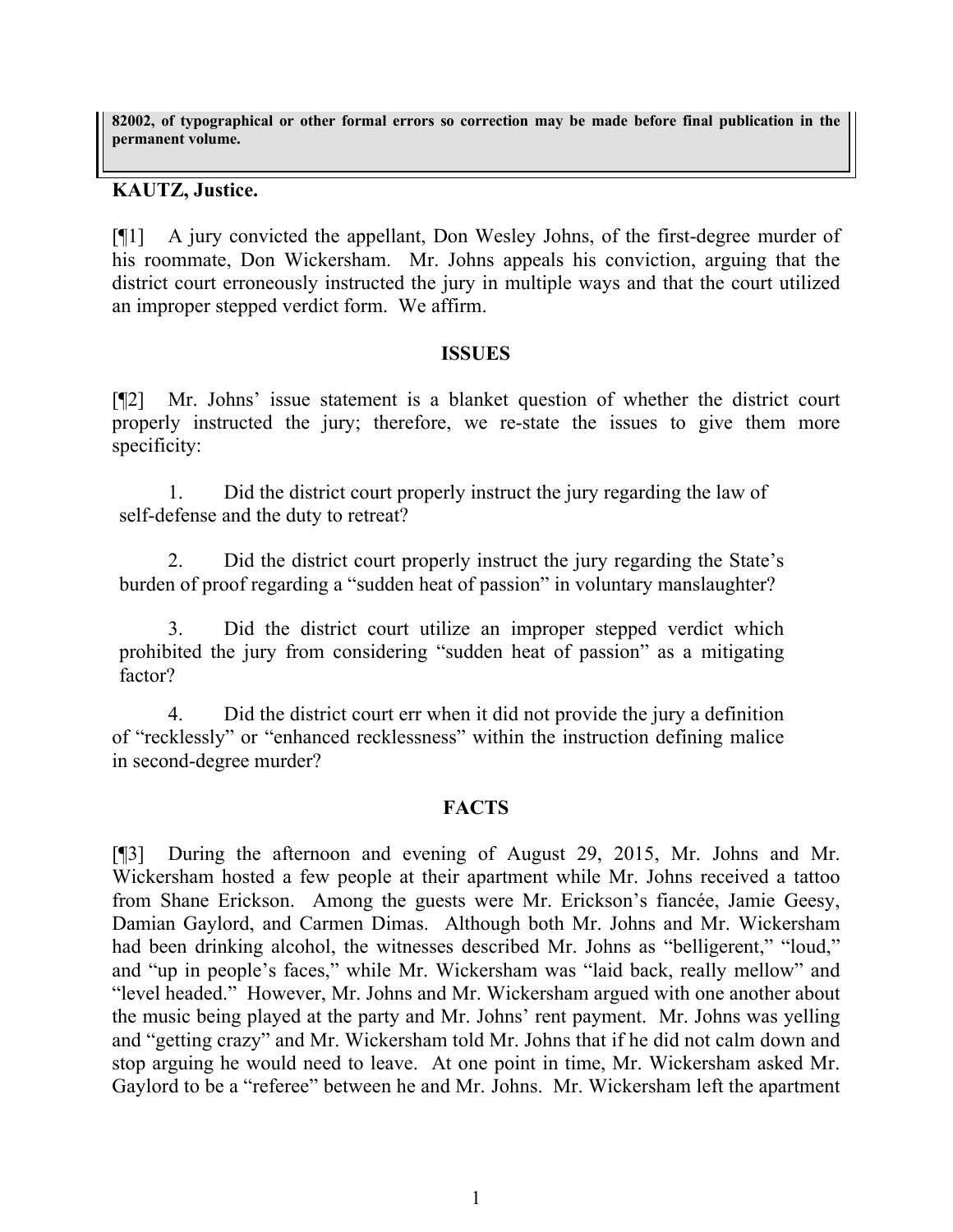82002, of typographical or other formal errors so correction may be made before final publication in the permanent volume.

**KAUTZ, Justice.**

[¶1] A jury convicted the appellant, Don Wesley Johns, of the first-degree murder of his roommate, Don Wickersham. Mr. Johns appeals his conviction, arguing that the district court erroneously instructed the jury in multiple ways and that the court utilized an improper stepped verdict form. We affirm.

## ISSUES

[¶2] Mr. Johns' issue statement is a blanket question of whether the district court properly instructed the jury; therefore, we re-state the issues to give them more specificity:

> 1. Did the district court properly instruct the jury regarding the law of self-defense and the duty to retreat?
>
> 2. Did the district court properly instruct the jury regarding the State's burden of proof regarding a "sudden heat of passion" in voluntary manslaughter?
>
> 3. Did the district court utilize an improper stepped verdict which prohibited the jury from considering "sudden heat of passion" as a mitigating factor?
>
> 4. Did the district court err when it did not provide the jury a definition of "recklessly" or "enhanced recklessness" within the instruction defining malice in second-degree murder?

## FACTS

[¶3] During the afternoon and evening of August 29, 2015, Mr. Johns and Mr. Wickersham hosted a few people at their apartment while Mr. Johns received a tattoo from Shane Erickson. Among the guests were Mr. Erickson's fiancée, Jamie Geesy, Damian Gaylord, and Carmen Dimas. Although both Mr. Johns and Mr. Wickersham had been drinking alcohol, the witnesses described Mr. Johns as "belligerent," "loud," and "up in people's faces," while Mr. Wickersham was "laid back, really mellow" and "level headed." However, Mr. Johns and Mr. Wickersham argued with one another about the music being played at the party and Mr. Johns' rent payment. Mr. Johns was yelling and "getting crazy" and Mr. Wickersham told Mr. Johns that if he did not calm down and stop arguing he would need to leave. At one point in time, Mr. Wickersham asked Mr. Gaylord to be a "referee" between he and Mr. Johns. Mr. Wickersham left the apartment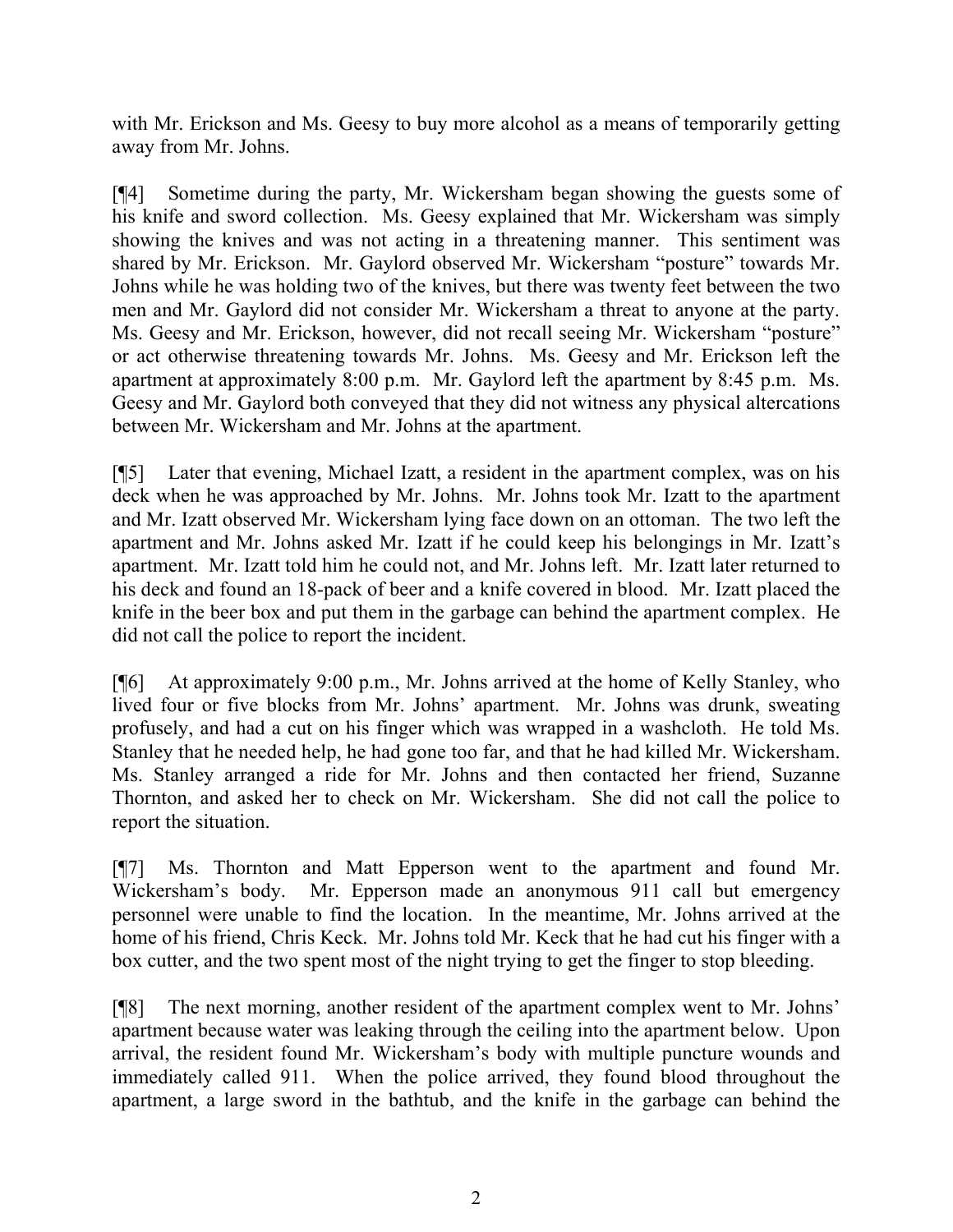with Mr. Erickson and Ms. Geesy to buy more alcohol as a means of temporarily getting away from Mr. Johns.

[¶4] Sometime during the party, Mr. Wickersham began showing the guests some of his knife and sword collection. Ms. Geesy explained that Mr. Wickersham was simply showing the knives and was not acting in a threatening manner. This sentiment was shared by Mr. Erickson. Mr. Gaylord observed Mr. Wickersham "posture" towards Mr. Johns while he was holding two of the knives, but there was twenty feet between the two men and Mr. Gaylord did not consider Mr. Wickersham a threat to anyone at the party. Ms. Geesy and Mr. Erickson, however, did not recall seeing Mr. Wickersham "posture" or act otherwise threatening towards Mr. Johns. Ms. Geesy and Mr. Erickson left the apartment at approximately 8:00 p.m. Mr. Gaylord left the apartment by 8:45 p.m. Ms. Geesy and Mr. Gaylord both conveyed that they did not witness any physical altercations between Mr. Wickersham and Mr. Johns at the apartment.

[¶5] Later that evening, Michael Izatt, a resident in the apartment complex, was on his deck when he was approached by Mr. Johns. Mr. Johns took Mr. Izatt to the apartment and Mr. Izatt observed Mr. Wickersham lying face down on an ottoman. The two left the apartment and Mr. Johns asked Mr. Izatt if he could keep his belongings in Mr. Izatt's apartment. Mr. Izatt told him he could not, and Mr. Johns left. Mr. Izatt later returned to his deck and found an 18-pack of beer and a knife covered in blood. Mr. Izatt placed the knife in the beer box and put them in the garbage can behind the apartment complex. He did not call the police to report the incident.

[¶6] At approximately 9:00 p.m., Mr. Johns arrived at the home of Kelly Stanley, who lived four or five blocks from Mr. Johns' apartment. Mr. Johns was drunk, sweating profusely, and had a cut on his finger which was wrapped in a washcloth. He told Ms. Stanley that he needed help, he had gone too far, and that he had killed Mr. Wickersham. Ms. Stanley arranged a ride for Mr. Johns and then contacted her friend, Suzanne Thornton, and asked her to check on Mr. Wickersham. She did not call the police to report the situation.

[¶7] Ms. Thornton and Matt Epperson went to the apartment and found Mr. Wickersham's body. Mr. Epperson made an anonymous 911 call but emergency personnel were unable to find the location. In the meantime, Mr. Johns arrived at the home of his friend, Chris Keck. Mr. Johns told Mr. Keck that he had cut his finger with a box cutter, and the two spent most of the night trying to get the finger to stop bleeding.

[¶8] The next morning, another resident of the apartment complex went to Mr. Johns' apartment because water was leaking through the ceiling into the apartment below. Upon arrival, the resident found Mr. Wickersham's body with multiple puncture wounds and immediately called 911. When the police arrived, they found blood throughout the apartment, a large sword in the bathtub, and the knife in the garbage can behind the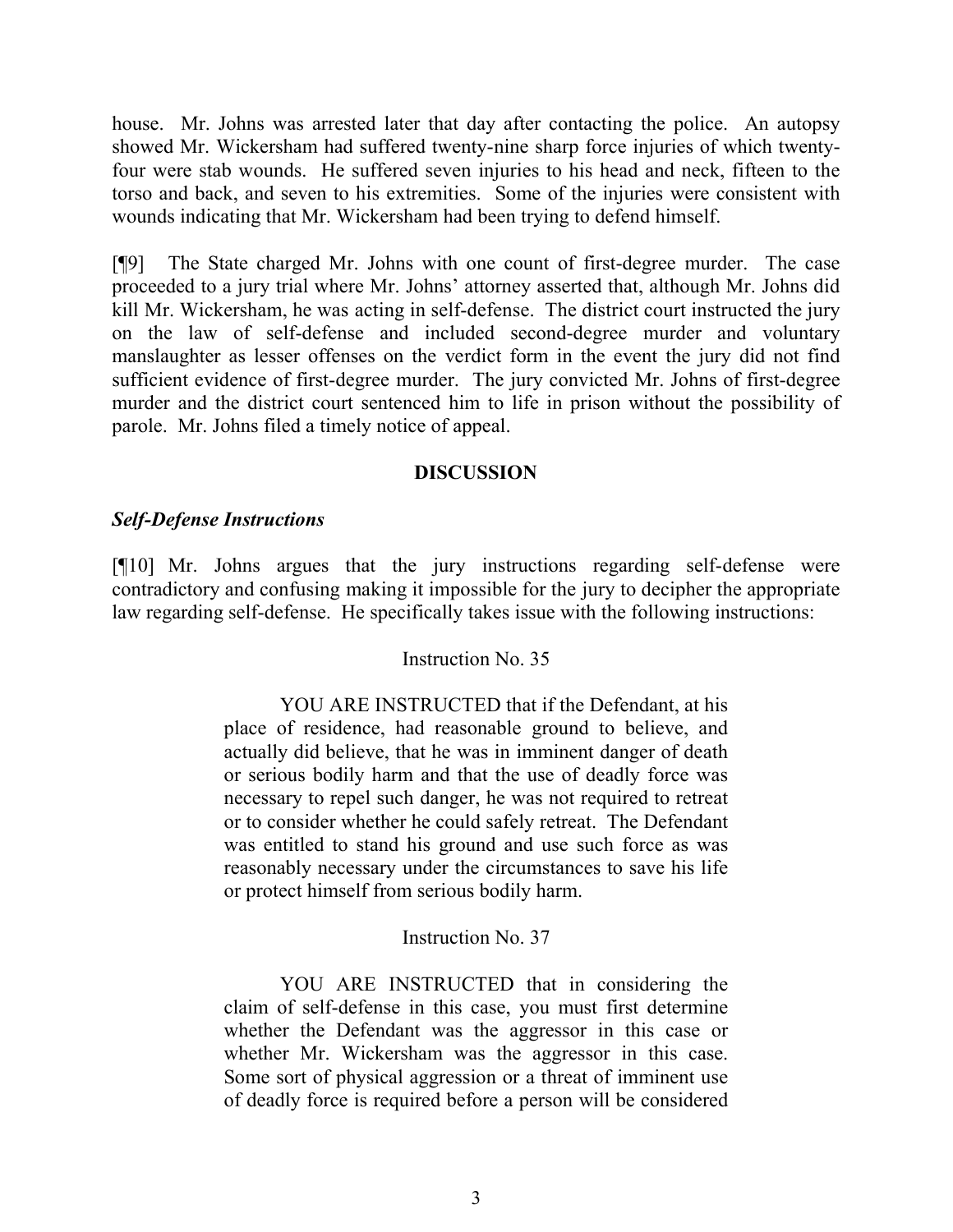house. Mr. Johns was arrested later that day after contacting the police. An autopsy showed Mr. Wickersham had suffered twenty-nine sharp force injuries of which twenty-four were stab wounds. He suffered seven injuries to his head and neck, fifteen to the torso and back, and seven to his extremities. Some of the injuries were consistent with wounds indicating that Mr. Wickersham had been trying to defend himself.

[¶9] The State charged Mr. Johns with one count of first-degree murder. The case proceeded to a jury trial where Mr. Johns' attorney asserted that, although Mr. Johns did kill Mr. Wickersham, he was acting in self-defense. The district court instructed the jury on the law of self-defense and included second-degree murder and voluntary manslaughter as lesser offenses on the verdict form in the event the jury did not find sufficient evidence of first-degree murder. The jury convicted Mr. Johns of first-degree murder and the district court sentenced him to life in prison without the possibility of parole. Mr. Johns filed a timely notice of appeal.

## DISCUSSION

### *Self-Defense Instructions*

[¶10] Mr. Johns argues that the jury instructions regarding self-defense were contradictory and confusing making it impossible for the jury to decipher the appropriate law regarding self-defense. He specifically takes issue with the following instructions:

> Instruction No. 35
>
> YOU ARE INSTRUCTED that if the Defendant, at his place of residence, had reasonable ground to believe, and actually did believe, that he was in imminent danger of death or serious bodily harm and that the use of deadly force was necessary to repel such danger, he was not required to retreat or to consider whether he could safely retreat. The Defendant was entitled to stand his ground and use such force as was reasonably necessary under the circumstances to save his life or protect himself from serious bodily harm.
>
> Instruction No. 37
>
> YOU ARE INSTRUCTED that in considering the claim of self-defense in this case, you must first determine whether the Defendant was the aggressor in this case or whether Mr. Wickersham was the aggressor in this case. Some sort of physical aggression or a threat of imminent use of deadly force is required before a person will be considered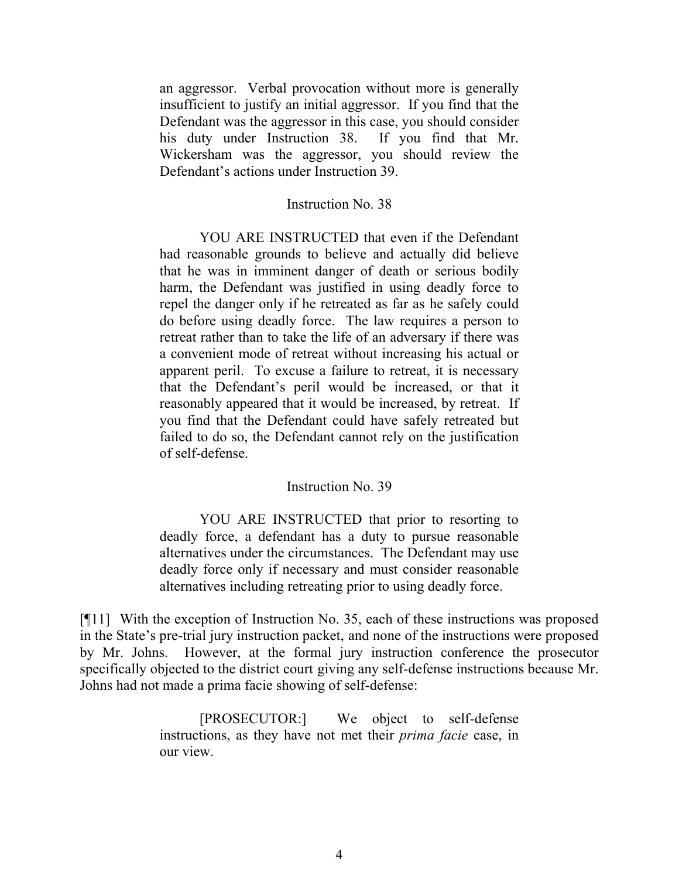> an aggressor. Verbal provocation without more is generally insufficient to justify an initial aggressor. If you find that the Defendant was the aggressor in this case, you should consider his duty under Instruction 38. If you find that Mr. Wickersham was the aggressor, you should review the Defendant's actions under Instruction 39.
>
> Instruction No. 38
>
> YOU ARE INSTRUCTED that even if the Defendant had reasonable grounds to believe and actually did believe that he was in imminent danger of death or serious bodily harm, the Defendant was justified in using deadly force to repel the danger only if he retreated as far as he safely could do before using deadly force. The law requires a person to retreat rather than to take the life of an adversary if there was a convenient mode of retreat without increasing his actual or apparent peril. To excuse a failure to retreat, it is necessary that the Defendant's peril would be increased, or that it reasonably appeared that it would be increased, by retreat. If you find that the Defendant could have safely retreated but failed to do so, the Defendant cannot rely on the justification of self-defense.
>
> Instruction No. 39
>
> YOU ARE INSTRUCTED that prior to resorting to deadly force, a defendant has a duty to pursue reasonable alternatives under the circumstances. The Defendant may use deadly force only if necessary and must consider reasonable alternatives including retreating prior to using deadly force.

[¶11] With the exception of Instruction No. 35, each of these instructions was proposed in the State's pre-trial jury instruction packet, and none of the instructions were proposed by Mr. Johns. However, at the formal jury instruction conference the prosecutor specifically objected to the district court giving any self-defense instructions because Mr. Johns had not made a prima facie showing of self-defense:

> [PROSECUTOR:] We object to self-defense instructions, as they have not met their *prima facie* case, in our view.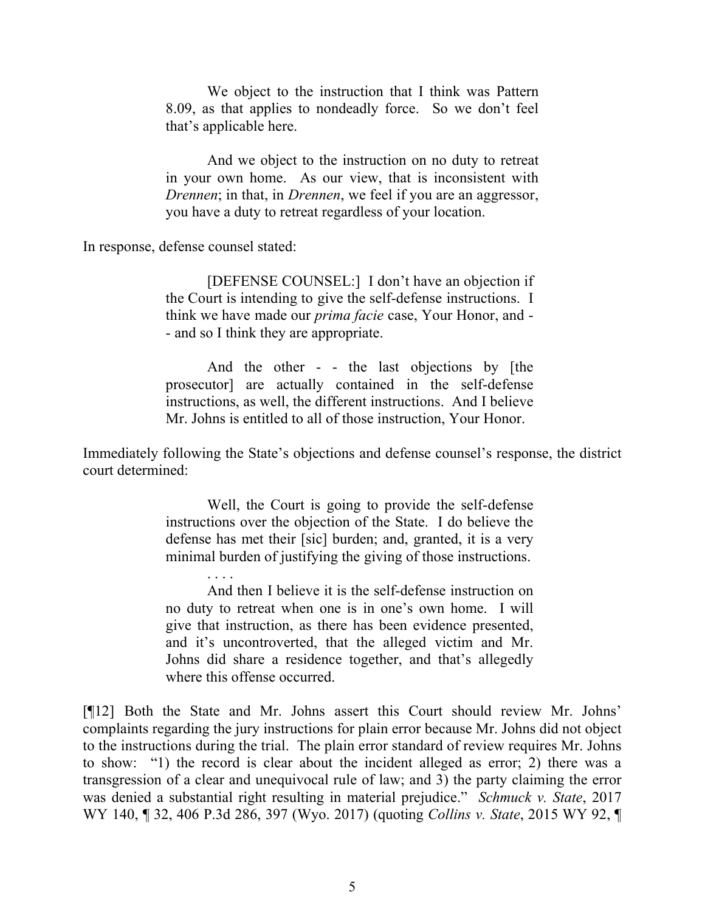> We object to the instruction that I think was Pattern 8.09, as that applies to nondeadly force. So we don't feel that's applicable here.
>
> And we object to the instruction on no duty to retreat in your own home. As our view, that is inconsistent with *Drennen*; in that, in *Drennen*, we feel if you are an aggressor, you have a duty to retreat regardless of your location.

In response, defense counsel stated:

> [DEFENSE COUNSEL:] I don't have an objection if the Court is intending to give the self-defense instructions. I think we have made our *prima facie* case, Your Honor, and - - and so I think they are appropriate.
>
> And the other - - the last objections by [the prosecutor] are actually contained in the self-defense instructions, as well, the different instructions. And I believe Mr. Johns is entitled to all of those instruction, Your Honor.

Immediately following the State's objections and defense counsel's response, the district court determined:

> Well, the Court is going to provide the self-defense instructions over the objection of the State. I do believe the defense has met their [sic] burden; and, granted, it is a very minimal burden of justifying the giving of those instructions.
>
> . . . .
>
> And then I believe it is the self-defense instruction on no duty to retreat when one is in one's own home. I will give that instruction, as there has been evidence presented, and it's uncontroverted, that the alleged victim and Mr. Johns did share a residence together, and that's allegedly where this offense occurred.

[¶12] Both the State and Mr. Johns assert this Court should review Mr. Johns' complaints regarding the jury instructions for plain error because Mr. Johns did not object to the instructions during the trial. The plain error standard of review requires Mr. Johns to show: "1) the record is clear about the incident alleged as error; 2) there was a transgression of a clear and unequivocal rule of law; and 3) the party claiming the error was denied a substantial right resulting in material prejudice." *Schmuck v. State*, 2017 WY 140, ¶ 32, 406 P.3d 286, 397 (Wyo. 2017) (quoting *Collins v. State*, 2015 WY 92, ¶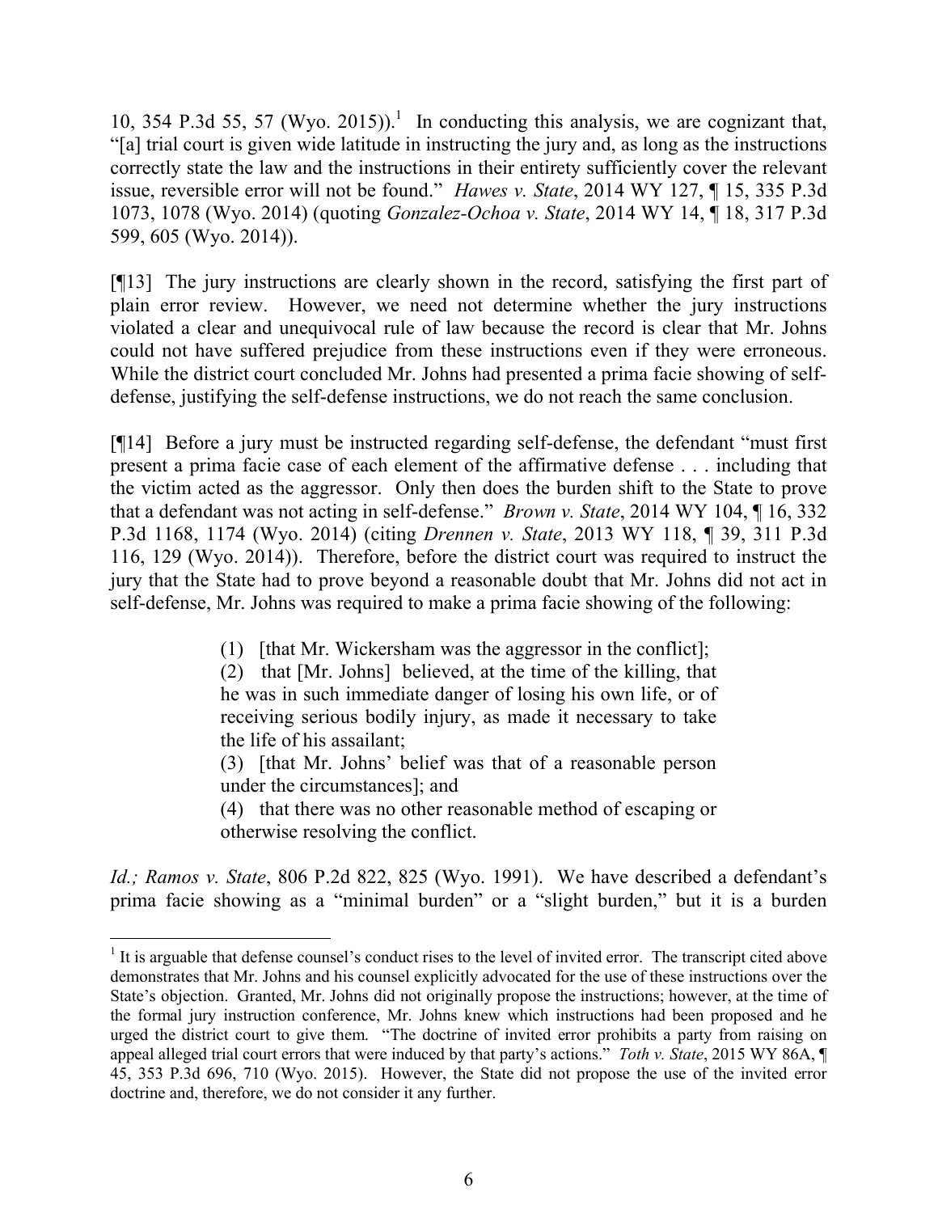10, 354 P.3d 55, 57 (Wyo. 2015)).[1] In conducting this analysis, we are cognizant that, "[a] trial court is given wide latitude in instructing the jury and, as long as the instructions correctly state the law and the instructions in their entirety sufficiently cover the relevant issue, reversible error will not be found." *Hawes v. State*, 2014 WY 127, ¶ 15, 335 P.3d 1073, 1078 (Wyo. 2014) (quoting *Gonzalez-Ochoa v. State*, 2014 WY 14, ¶ 18, 317 P.3d 599, 605 (Wyo. 2014)).

[¶13] The jury instructions are clearly shown in the record, satisfying the first part of plain error review. However, we need not determine whether the jury instructions violated a clear and unequivocal rule of law because the record is clear that Mr. Johns could not have suffered prejudice from these instructions even if they were erroneous. While the district court concluded Mr. Johns had presented a prima facie showing of self-defense, justifying the self-defense instructions, we do not reach the same conclusion.

[¶14] Before a jury must be instructed regarding self-defense, the defendant "must first present a prima facie case of each element of the affirmative defense . . . including that the victim acted as the aggressor. Only then does the burden shift to the State to prove that a defendant was not acting in self-defense." *Brown v. State*, 2014 WY 104, ¶ 16, 332 P.3d 1168, 1174 (Wyo. 2014) (citing *Drennen v. State*, 2013 WY 118, ¶ 39, 311 P.3d 116, 129 (Wyo. 2014)). Therefore, before the district court was required to instruct the jury that the State had to prove beyond a reasonable doubt that Mr. Johns did not act in self-defense, Mr. Johns was required to make a prima facie showing of the following:

> (1) [that Mr. Wickersham was the aggressor in the conflict];
> (2) that [Mr. Johns] believed, at the time of the killing, that he was in such immediate danger of losing his own life, or of receiving serious bodily injury, as made it necessary to take the life of his assailant;
> (3) [that Mr. Johns' belief was that of a reasonable person under the circumstances]; and
> (4) that there was no other reasonable method of escaping or otherwise resolving the conflict.

*Id.; Ramos v. State*, 806 P.2d 822, 825 (Wyo. 1991). We have described a defendant's prima facie showing as a "minimal burden" or a "slight burden," but it is a burden

[1] It is arguable that defense counsel's conduct rises to the level of invited error. The transcript cited above demonstrates that Mr. Johns and his counsel explicitly advocated for the use of these instructions over the State's objection. Granted, Mr. Johns did not originally propose the instructions; however, at the time of the formal jury instruction conference, Mr. Johns knew which instructions had been proposed and he urged the district court to give them. "The doctrine of invited error prohibits a party from raising on appeal alleged trial court errors that were induced by that party's actions." *Toth v. State*, 2015 WY 86A, ¶ 45, 353 P.3d 696, 710 (Wyo. 2015). However, the State did not propose the use of the invited error doctrine and, therefore, we do not consider it any further.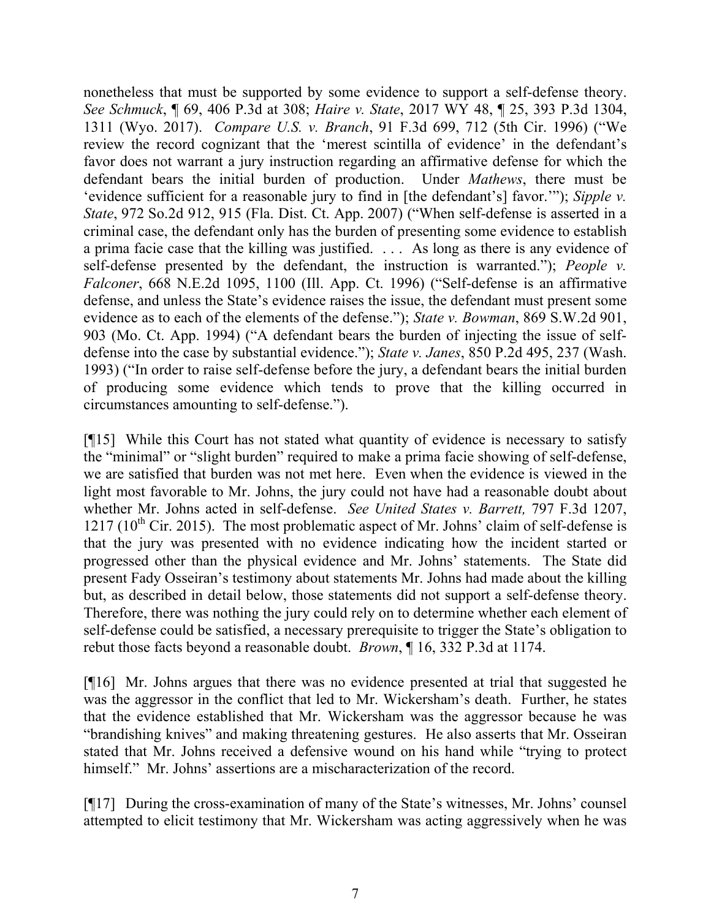nonetheless that must be supported by some evidence to support a self-defense theory. *See Schmuck*, ¶ 69, 406 P.3d at 308; *Haire v. State*, 2017 WY 48, ¶ 25, 393 P.3d 1304, 1311 (Wyo. 2017). *Compare U.S. v. Branch*, 91 F.3d 699, 712 (5th Cir. 1996) ("We review the record cognizant that the 'merest scintilla of evidence' in the defendant's favor does not warrant a jury instruction regarding an affirmative defense for which the defendant bears the initial burden of production. Under *Mathews*, there must be 'evidence sufficient for a reasonable jury to find in [the defendant's] favor.'"); *Sipple v. State*, 972 So.2d 912, 915 (Fla. Dist. Ct. App. 2007) ("When self-defense is asserted in a criminal case, the defendant only has the burden of presenting some evidence to establish a prima facie case that the killing was justified. . . . As long as there is any evidence of self-defense presented by the defendant, the instruction is warranted."); *People v. Falconer*, 668 N.E.2d 1095, 1100 (Ill. App. Ct. 1996) ("Self-defense is an affirmative defense, and unless the State's evidence raises the issue, the defendant must present some evidence as to each of the elements of the defense."); *State v. Bowman*, 869 S.W.2d 901, 903 (Mo. Ct. App. 1994) ("A defendant bears the burden of injecting the issue of self-defense into the case by substantial evidence."); *State v. Janes*, 850 P.2d 495, 237 (Wash. 1993) ("In order to raise self-defense before the jury, a defendant bears the initial burden of producing some evidence which tends to prove that the killing occurred in circumstances amounting to self-defense.").

[¶15] While this Court has not stated what quantity of evidence is necessary to satisfy the "minimal" or "slight burden" required to make a prima facie showing of self-defense, we are satisfied that burden was not met here. Even when the evidence is viewed in the light most favorable to Mr. Johns, the jury could not have had a reasonable doubt about whether Mr. Johns acted in self-defense. *See United States v. Barrett,* 797 F.3d 1207, 1217 (10th Cir. 2015). The most problematic aspect of Mr. Johns' claim of self-defense is that the jury was presented with no evidence indicating how the incident started or progressed other than the physical evidence and Mr. Johns' statements. The State did present Fady Osseiran's testimony about statements Mr. Johns had made about the killing but, as described in detail below, those statements did not support a self-defense theory. Therefore, there was nothing the jury could rely on to determine whether each element of self-defense could be satisfied, a necessary prerequisite to trigger the State's obligation to rebut those facts beyond a reasonable doubt. *Brown*, ¶ 16, 332 P.3d at 1174.

[¶16] Mr. Johns argues that there was no evidence presented at trial that suggested he was the aggressor in the conflict that led to Mr. Wickersham's death. Further, he states that the evidence established that Mr. Wickersham was the aggressor because he was "brandishing knives" and making threatening gestures. He also asserts that Mr. Osseiran stated that Mr. Johns received a defensive wound on his hand while "trying to protect himself." Mr. Johns' assertions are a mischaracterization of the record.

[¶17] During the cross-examination of many of the State's witnesses, Mr. Johns' counsel attempted to elicit testimony that Mr. Wickersham was acting aggressively when he was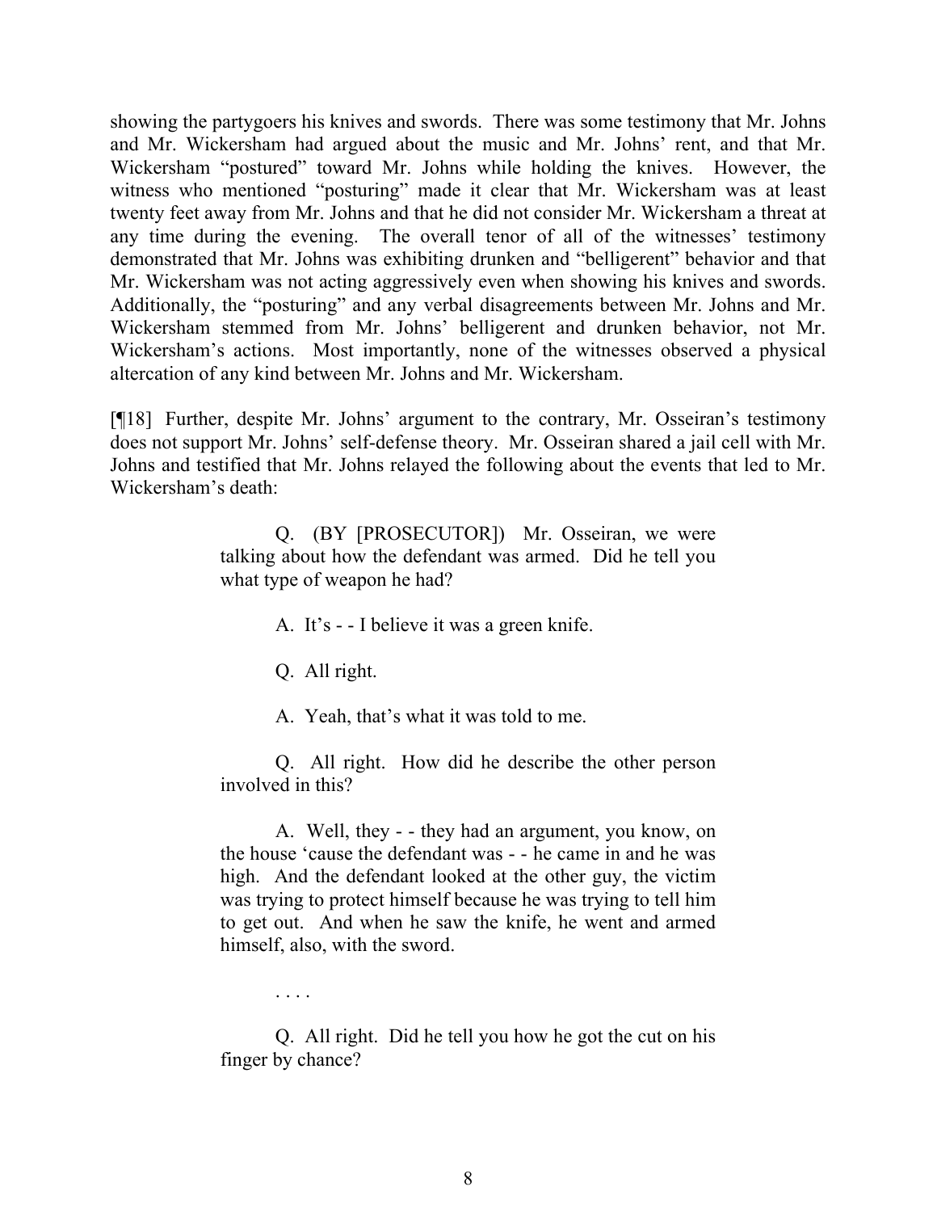showing the partygoers his knives and swords. There was some testimony that Mr. Johns and Mr. Wickersham had argued about the music and Mr. Johns' rent, and that Mr. Wickersham "postured" toward Mr. Johns while holding the knives. However, the witness who mentioned "posturing" made it clear that Mr. Wickersham was at least twenty feet away from Mr. Johns and that he did not consider Mr. Wickersham a threat at any time during the evening. The overall tenor of all of the witnesses' testimony demonstrated that Mr. Johns was exhibiting drunken and "belligerent" behavior and that Mr. Wickersham was not acting aggressively even when showing his knives and swords. Additionally, the "posturing" and any verbal disagreements between Mr. Johns and Mr. Wickersham stemmed from Mr. Johns' belligerent and drunken behavior, not Mr. Wickersham's actions. Most importantly, none of the witnesses observed a physical altercation of any kind between Mr. Johns and Mr. Wickersham.

[¶18] Further, despite Mr. Johns' argument to the contrary, Mr. Osseiran's testimony does not support Mr. Johns' self-defense theory. Mr. Osseiran shared a jail cell with Mr. Johns and testified that Mr. Johns relayed the following about the events that led to Mr. Wickersham's death:

> Q. (BY [PROSECUTOR]) Mr. Osseiran, we were talking about how the defendant was armed. Did he tell you what type of weapon he had?
>
> A. It's - - I believe it was a green knife.
>
> Q. All right.
>
> A. Yeah, that's what it was told to me.
>
> Q. All right. How did he describe the other person involved in this?
>
> A. Well, they - - they had an argument, you know, on the house 'cause the defendant was - - he came in and he was high. And the defendant looked at the other guy, the victim was trying to protect himself because he was trying to tell him to get out. And when he saw the knife, he went and armed himself, also, with the sword.
>
> . . . .
>
> Q. All right. Did he tell you how he got the cut on his finger by chance?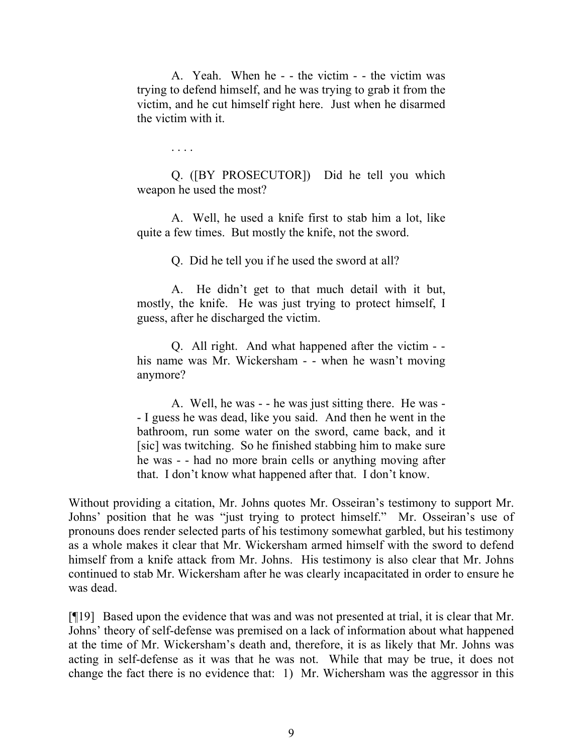> A. Yeah. When he - - the victim - - the victim was trying to defend himself, and he was trying to grab it from the victim, and he cut himself right here. Just when he disarmed the victim with it.
>
> . . . .
>
> Q. ([BY PROSECUTOR]) Did he tell you which weapon he used the most?
>
> A. Well, he used a knife first to stab him a lot, like quite a few times. But mostly the knife, not the sword.
>
> Q. Did he tell you if he used the sword at all?
>
> A. He didn't get to that much detail with it but, mostly, the knife. He was just trying to protect himself, I guess, after he discharged the victim.
>
> Q. All right. And what happened after the victim - - his name was Mr. Wickersham - - when he wasn't moving anymore?
>
> A. Well, he was - - he was just sitting there. He was - - I guess he was dead, like you said. And then he went in the bathroom, run some water on the sword, came back, and it [sic] was twitching. So he finished stabbing him to make sure he was - - had no more brain cells or anything moving after that. I don't know what happened after that. I don't know.

Without providing a citation, Mr. Johns quotes Mr. Osseiran's testimony to support Mr. Johns' position that he was "just trying to protect himself." Mr. Osseiran's use of pronouns does render selected parts of his testimony somewhat garbled, but his testimony as a whole makes it clear that Mr. Wickersham armed himself with the sword to defend himself from a knife attack from Mr. Johns. His testimony is also clear that Mr. Johns continued to stab Mr. Wickersham after he was clearly incapacitated in order to ensure he was dead.

[¶19] Based upon the evidence that was and was not presented at trial, it is clear that Mr. Johns' theory of self-defense was premised on a lack of information about what happened at the time of Mr. Wickersham's death and, therefore, it is as likely that Mr. Johns was acting in self-defense as it was that he was not. While that may be true, it does not change the fact there is no evidence that: 1) Mr. Wichersham was the aggressor in this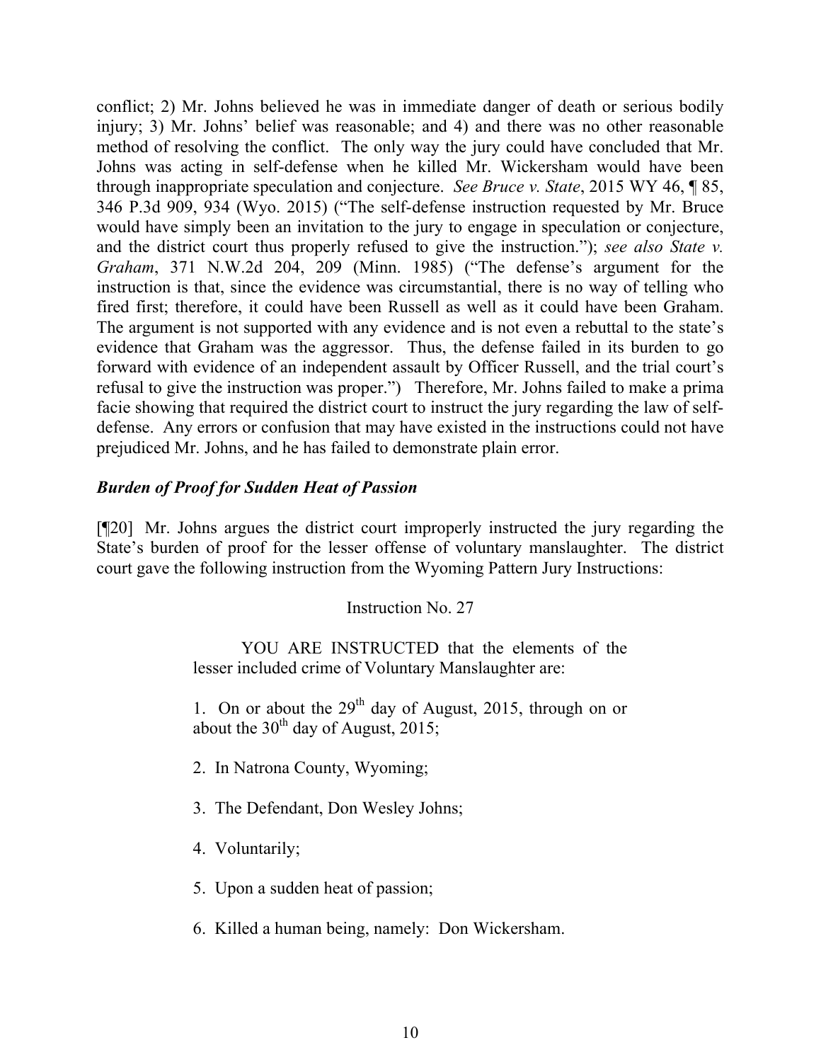conflict; 2) Mr. Johns believed he was in immediate danger of death or serious bodily injury; 3) Mr. Johns' belief was reasonable; and 4) and there was no other reasonable method of resolving the conflict. The only way the jury could have concluded that Mr. Johns was acting in self-defense when he killed Mr. Wickersham would have been through inappropriate speculation and conjecture. *See Bruce v. State*, 2015 WY 46, ¶ 85, 346 P.3d 909, 934 (Wyo. 2015) ("The self-defense instruction requested by Mr. Bruce would have simply been an invitation to the jury to engage in speculation or conjecture, and the district court thus properly refused to give the instruction."); *see also State v. Graham*, 371 N.W.2d 204, 209 (Minn. 1985) ("The defense's argument for the instruction is that, since the evidence was circumstantial, there is no way of telling who fired first; therefore, it could have been Russell as well as it could have been Graham. The argument is not supported with any evidence and is not even a rebuttal to the state's evidence that Graham was the aggressor. Thus, the defense failed in its burden to go forward with evidence of an independent assault by Officer Russell, and the trial court's refusal to give the instruction was proper.") Therefore, Mr. Johns failed to make a prima facie showing that required the district court to instruct the jury regarding the law of self-defense. Any errors or confusion that may have existed in the instructions could not have prejudiced Mr. Johns, and he has failed to demonstrate plain error.

### *Burden of Proof for Sudden Heat of Passion*

[¶20] Mr. Johns argues the district court improperly instructed the jury regarding the State's burden of proof for the lesser offense of voluntary manslaughter. The district court gave the following instruction from the Wyoming Pattern Jury Instructions:

> Instruction No. 27
>
> YOU ARE INSTRUCTED that the elements of the lesser included crime of Voluntary Manslaughter are:
>
> 1. On or about the 29th day of August, 2015, through on or about the 30th day of August, 2015;
>
> 2. In Natrona County, Wyoming;
>
> 3. The Defendant, Don Wesley Johns;
>
> 4. Voluntarily;
>
> 5. Upon a sudden heat of passion;
>
> 6. Killed a human being, namely: Don Wickersham.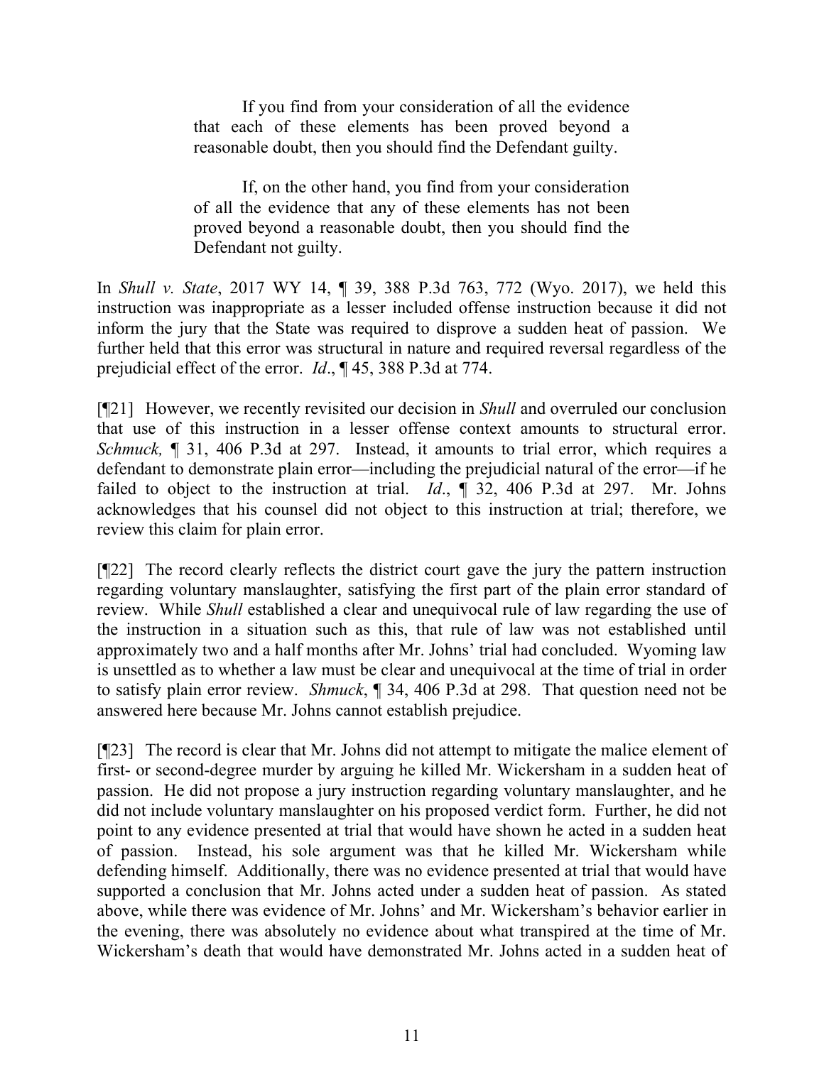> If you find from your consideration of all the evidence that each of these elements has been proved beyond a reasonable doubt, then you should find the Defendant guilty.
>
> If, on the other hand, you find from your consideration of all the evidence that any of these elements has not been proved beyond a reasonable doubt, then you should find the Defendant not guilty.

In *Shull v. State*, 2017 WY 14, ¶ 39, 388 P.3d 763, 772 (Wyo. 2017), we held this instruction was inappropriate as a lesser included offense instruction because it did not inform the jury that the State was required to disprove a sudden heat of passion. We further held that this error was structural in nature and required reversal regardless of the prejudicial effect of the error. *Id*., ¶ 45, 388 P.3d at 774.

[¶21] However, we recently revisited our decision in *Shull* and overruled our conclusion that use of this instruction in a lesser offense context amounts to structural error. *Schmuck,* ¶ 31, 406 P.3d at 297. Instead, it amounts to trial error, which requires a defendant to demonstrate plain error—including the prejudicial natural of the error—if he failed to object to the instruction at trial. *Id*., ¶ 32, 406 P.3d at 297. Mr. Johns acknowledges that his counsel did not object to this instruction at trial; therefore, we review this claim for plain error.

[¶22] The record clearly reflects the district court gave the jury the pattern instruction regarding voluntary manslaughter, satisfying the first part of the plain error standard of review. While *Shull* established a clear and unequivocal rule of law regarding the use of the instruction in a situation such as this, that rule of law was not established until approximately two and a half months after Mr. Johns' trial had concluded. Wyoming law is unsettled as to whether a law must be clear and unequivocal at the time of trial in order to satisfy plain error review. *Shmuck*, ¶ 34, 406 P.3d at 298. That question need not be answered here because Mr. Johns cannot establish prejudice.

[¶23] The record is clear that Mr. Johns did not attempt to mitigate the malice element of first- or second-degree murder by arguing he killed Mr. Wickersham in a sudden heat of passion. He did not propose a jury instruction regarding voluntary manslaughter, and he did not include voluntary manslaughter on his proposed verdict form. Further, he did not point to any evidence presented at trial that would have shown he acted in a sudden heat of passion. Instead, his sole argument was that he killed Mr. Wickersham while defending himself. Additionally, there was no evidence presented at trial that would have supported a conclusion that Mr. Johns acted under a sudden heat of passion. As stated above, while there was evidence of Mr. Johns' and Mr. Wickersham's behavior earlier in the evening, there was absolutely no evidence about what transpired at the time of Mr. Wickersham's death that would have demonstrated Mr. Johns acted in a sudden heat of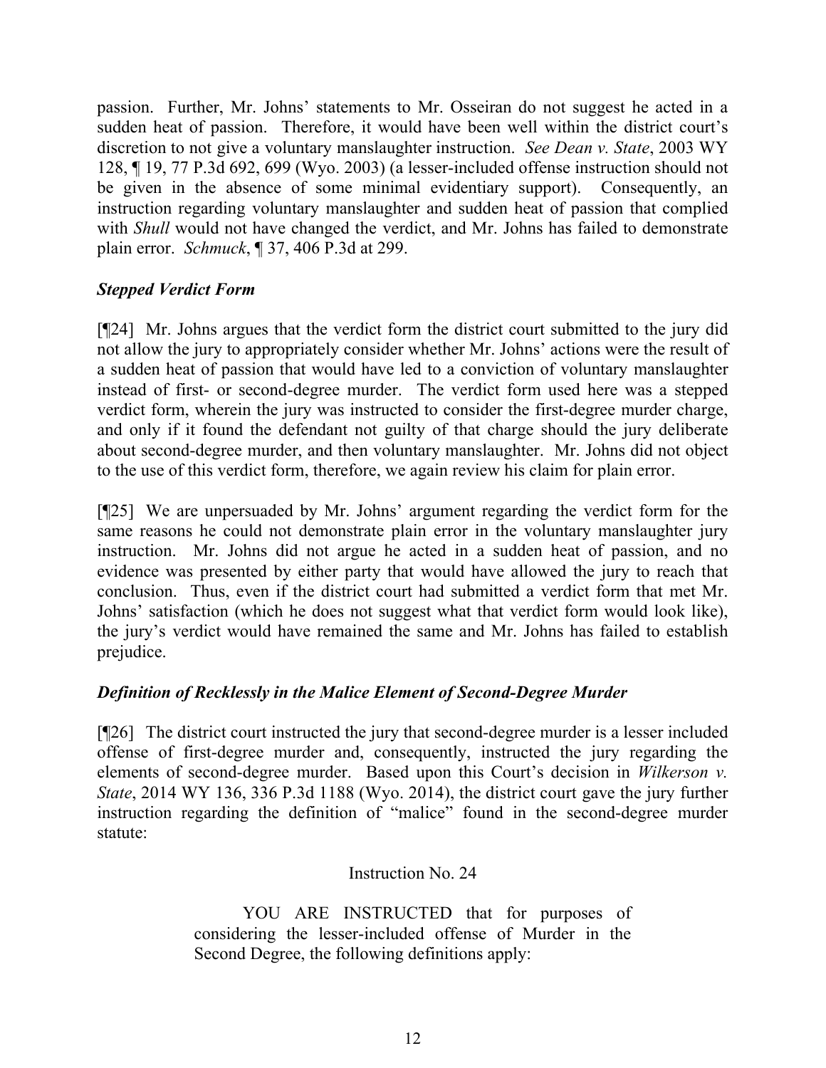passion. Further, Mr. Johns' statements to Mr. Osseiran do not suggest he acted in a sudden heat of passion. Therefore, it would have been well within the district court's discretion to not give a voluntary manslaughter instruction. *See Dean v. State*, 2003 WY 128, ¶ 19, 77 P.3d 692, 699 (Wyo. 2003) (a lesser-included offense instruction should not be given in the absence of some minimal evidentiary support). Consequently, an instruction regarding voluntary manslaughter and sudden heat of passion that complied with *Shull* would not have changed the verdict, and Mr. Johns has failed to demonstrate plain error. *Schmuck*, ¶ 37, 406 P.3d at 299.

### *Stepped Verdict Form*

[¶24] Mr. Johns argues that the verdict form the district court submitted to the jury did not allow the jury to appropriately consider whether Mr. Johns' actions were the result of a sudden heat of passion that would have led to a conviction of voluntary manslaughter instead of first- or second-degree murder. The verdict form used here was a stepped verdict form, wherein the jury was instructed to consider the first-degree murder charge, and only if it found the defendant not guilty of that charge should the jury deliberate about second-degree murder, and then voluntary manslaughter. Mr. Johns did not object to the use of this verdict form, therefore, we again review his claim for plain error.

[¶25] We are unpersuaded by Mr. Johns' argument regarding the verdict form for the same reasons he could not demonstrate plain error in the voluntary manslaughter jury instruction. Mr. Johns did not argue he acted in a sudden heat of passion, and no evidence was presented by either party that would have allowed the jury to reach that conclusion. Thus, even if the district court had submitted a verdict form that met Mr. Johns' satisfaction (which he does not suggest what that verdict form would look like), the jury's verdict would have remained the same and Mr. Johns has failed to establish prejudice.

### *Definition of Recklessly in the Malice Element of Second-Degree Murder*

[¶26] The district court instructed the jury that second-degree murder is a lesser included offense of first-degree murder and, consequently, instructed the jury regarding the elements of second-degree murder. Based upon this Court's decision in *Wilkerson v. State*, 2014 WY 136, 336 P.3d 1188 (Wyo. 2014), the district court gave the jury further instruction regarding the definition of "malice" found in the second-degree murder statute:

> Instruction No. 24
>
> YOU ARE INSTRUCTED that for purposes of considering the lesser-included offense of Murder in the Second Degree, the following definitions apply: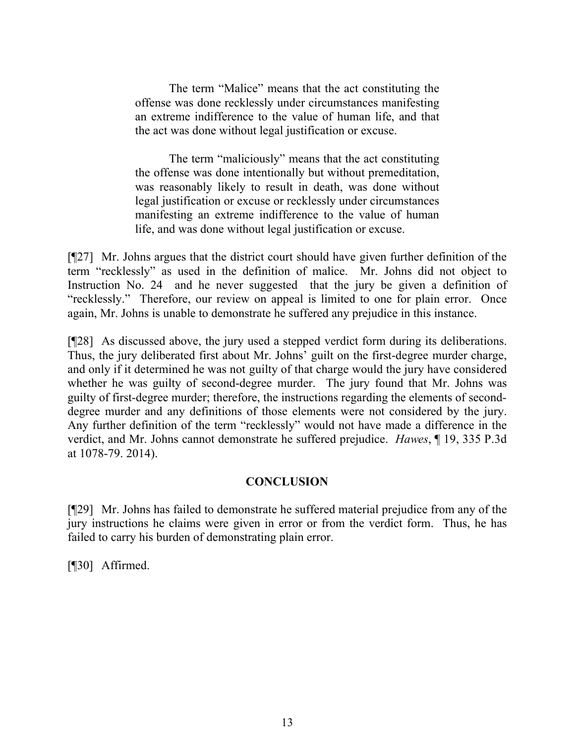> The term "Malice" means that the act constituting the offense was done recklessly under circumstances manifesting an extreme indifference to the value of human life, and that the act was done without legal justification or excuse.
>
> The term "maliciously" means that the act constituting the offense was done intentionally but without premeditation, was reasonably likely to result in death, was done without legal justification or excuse or recklessly under circumstances manifesting an extreme indifference to the value of human life, and was done without legal justification or excuse.

[¶27] Mr. Johns argues that the district court should have given further definition of the term "recklessly" as used in the definition of malice. Mr. Johns did not object to Instruction No. 24 and he never suggested that the jury be given a definition of "recklessly." Therefore, our review on appeal is limited to one for plain error. Once again, Mr. Johns is unable to demonstrate he suffered any prejudice in this instance.

[¶28] As discussed above, the jury used a stepped verdict form during its deliberations. Thus, the jury deliberated first about Mr. Johns' guilt on the first-degree murder charge, and only if it determined he was not guilty of that charge would the jury have considered whether he was guilty of second-degree murder. The jury found that Mr. Johns was guilty of first-degree murder; therefore, the instructions regarding the elements of second-degree murder and any definitions of those elements were not considered by the jury. Any further definition of the term "recklessly" would not have made a difference in the verdict, and Mr. Johns cannot demonstrate he suffered prejudice. *Hawes*, ¶ 19, 335 P.3d at 1078-79. 2014).

## CONCLUSION

[¶29] Mr. Johns has failed to demonstrate he suffered material prejudice from any of the jury instructions he claims were given in error or from the verdict form. Thus, he has failed to carry his burden of demonstrating plain error.

[¶30] Affirmed.